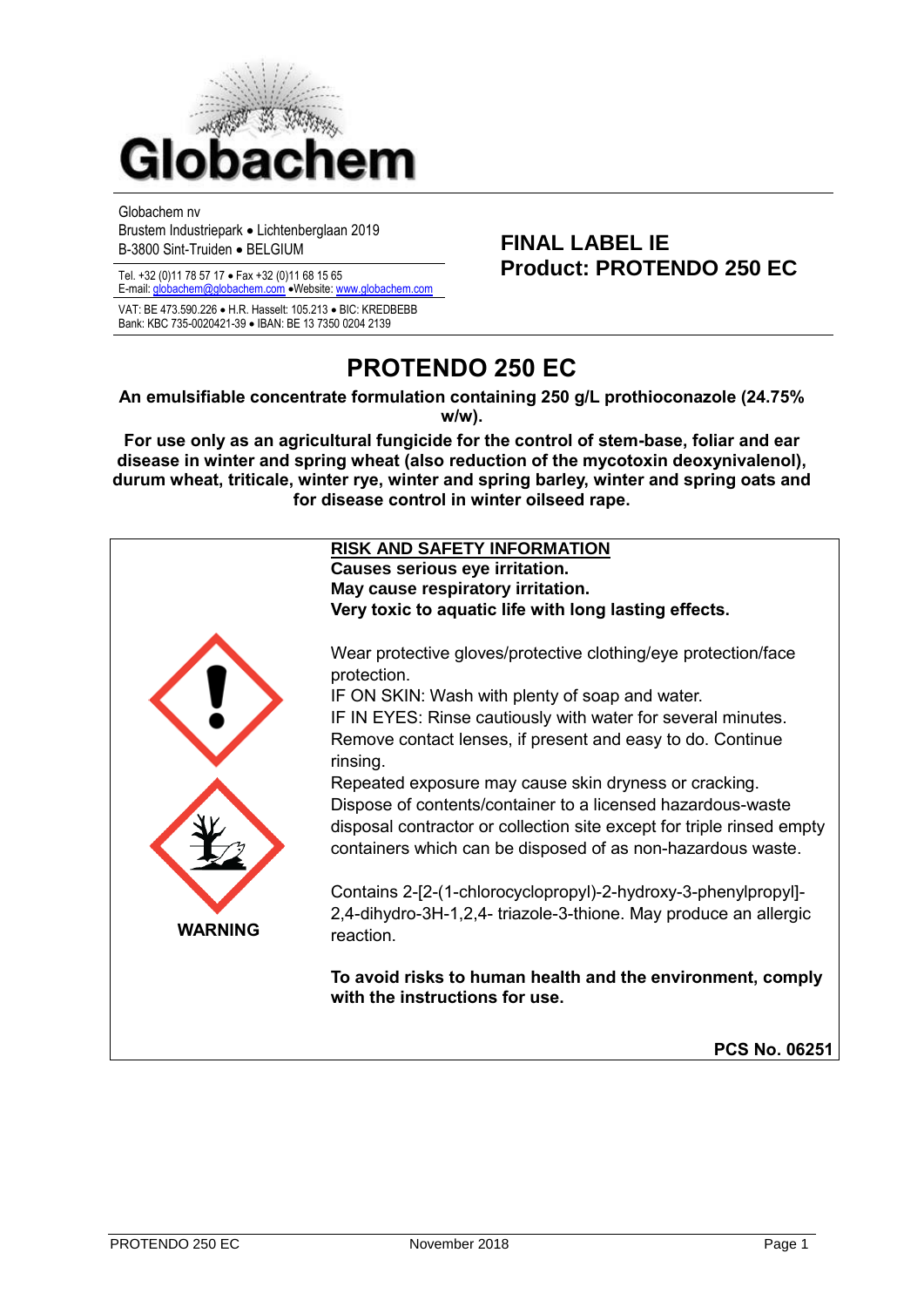Globachem

Globachem nv
Brustem Industriepark • Lichtenberglaan 2019
B-3800 Sint-Truiden • BELGIUM

Tel. +32 (0)11 78 57 17 • Fax +32 (0)11 68 15 65
E-mail: globachem@globachem.com •Website: www.globachem.com

VAT: BE 473.590.226 • H.R. Hasselt: 105.213 • BIC: KREDBEBB
Bank: KBC 735-0020421-39 • IBAN: BE 13 7350 0204 2139

**FINAL LABEL IE**
**Product: PROTENDO 250 EC**

# PROTENDO 250 EC

**An emulsifiable concentrate formulation containing 250 g/L prothioconazole (24.75% w/w).**

**For use only as an agricultural fungicide for the control of stem-base, foliar and ear disease in winter and spring wheat (also reduction of the mycotoxin deoxynivalenol), durum wheat, triticale, winter rye, winter and spring barley, winter and spring oats and for disease control in winter oilseed rape.**

**WARNING**

**RISK AND SAFETY INFORMATION**

**Causes serious eye irritation.**
**May cause respiratory irritation.**
**Very toxic to aquatic life with long lasting effects.**

Wear protective gloves/protective clothing/eye protection/face protection.
IF ON SKIN: Wash with plenty of soap and water.
IF IN EYES: Rinse cautiously with water for several minutes. Remove contact lenses, if present and easy to do. Continue rinsing.
Repeated exposure may cause skin dryness or cracking.
Dispose of contents/container to a licensed hazardous-waste disposal contractor or collection site except for triple rinsed empty containers which can be disposed of as non-hazardous waste.

Contains 2-[2-(1-chlorocyclopropyl)-2-hydroxy-3-phenylpropyl]-2,4-dihydro-3H-1,2,4- triazole-3-thione. May produce an allergic reaction.

**To avoid risks to human health and the environment, comply with the instructions for use.**

**PCS No. 06251**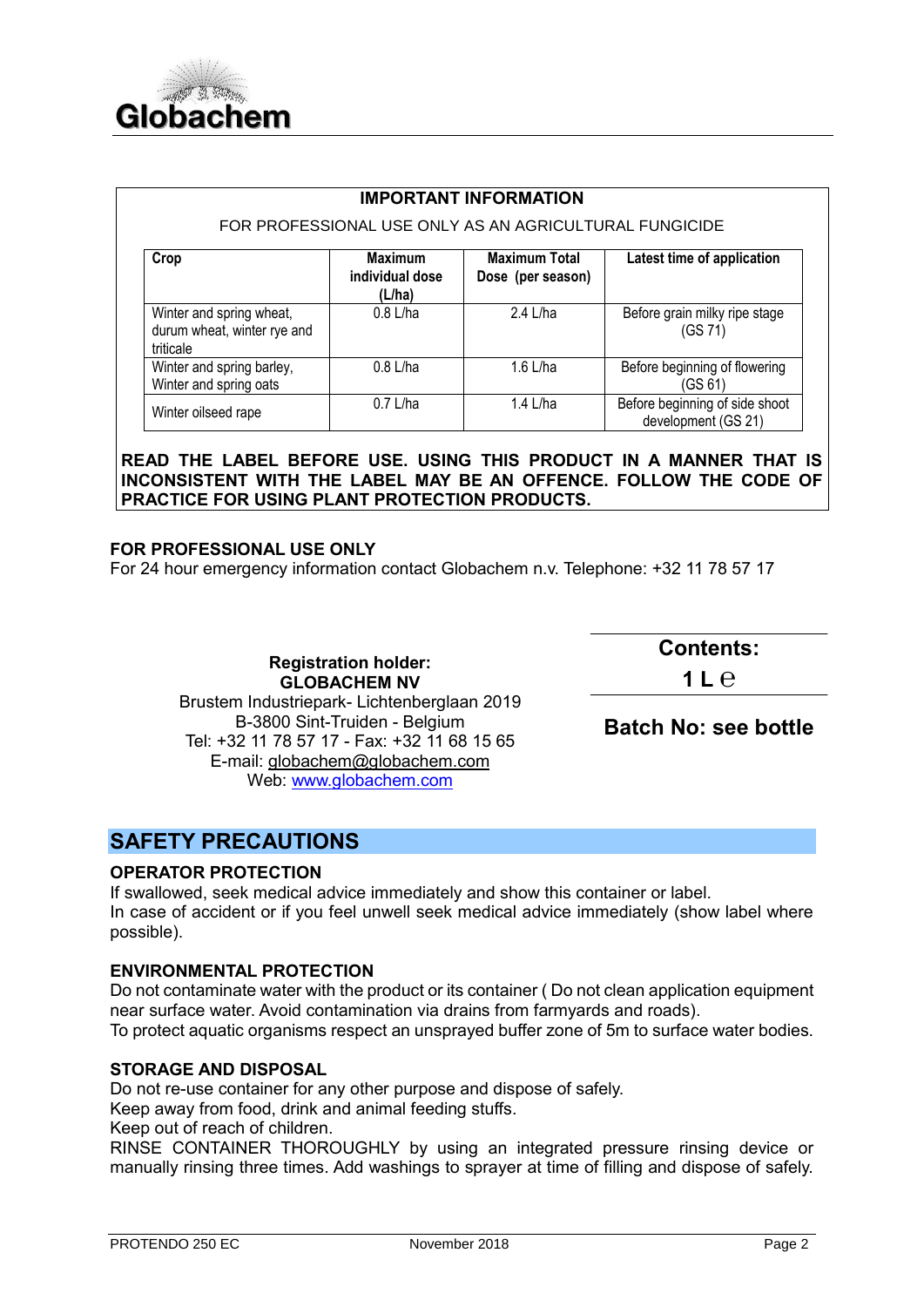Globachem

## IMPORTANT INFORMATION

FOR PROFESSIONAL USE ONLY AS AN AGRICULTURAL FUNGICIDE

| Crop | Maximum individual dose (L/ha) | Maximum Total Dose (per season) | Latest time of application |
|---|---|---|---|
| Winter and spring wheat, durum wheat, winter rye and triticale | 0.8 L/ha | 2.4 L/ha | Before grain milky ripe stage (GS 71) |
| Winter and spring barley, Winter and spring oats | 0.8 L/ha | 1.6 L/ha | Before beginning of flowering (GS 61) |
| Winter oilseed rape | 0.7 L/ha | 1.4 L/ha | Before beginning of side shoot development (GS 21) |

**READ THE LABEL BEFORE USE. USING THIS PRODUCT IN A MANNER THAT IS INCONSISTENT WITH THE LABEL MAY BE AN OFFENCE. FOLLOW THE CODE OF PRACTICE FOR USING PLANT PROTECTION PRODUCTS.**

**FOR PROFESSIONAL USE ONLY**

For 24 hour emergency information contact Globachem n.v. Telephone: +32 11 78 57 17

**Registration holder:**
**GLOBACHEM NV**
Brustem Industriepark- Lichtenberglaan 2019
B-3800 Sint-Truiden - Belgium
Tel: +32 11 78 57 17 - Fax: +32 11 68 15 65
E-mail: globachem@globachem.com
Web: www.globachem.com

**Contents:**
**1 L ℮**

**Batch No: see bottle**

## SAFETY PRECAUTIONS

### OPERATOR PROTECTION

If swallowed, seek medical advice immediately and show this container or label.
In case of accident or if you feel unwell seek medical advice immediately (show label where possible).

### ENVIRONMENTAL PROTECTION

Do not contaminate water with the product or its container ( Do not clean application equipment near surface water. Avoid contamination via drains from farmyards and roads).
To protect aquatic organisms respect an unsprayed buffer zone of 5m to surface water bodies.

### STORAGE AND DISPOSAL

Do not re-use container for any other purpose and dispose of safely.
Keep away from food, drink and animal feeding stuffs.
Keep out of reach of children.
RINSE CONTAINER THOROUGHLY by using an integrated pressure rinsing device or manually rinsing three times. Add washings to sprayer at time of filling and dispose of safely.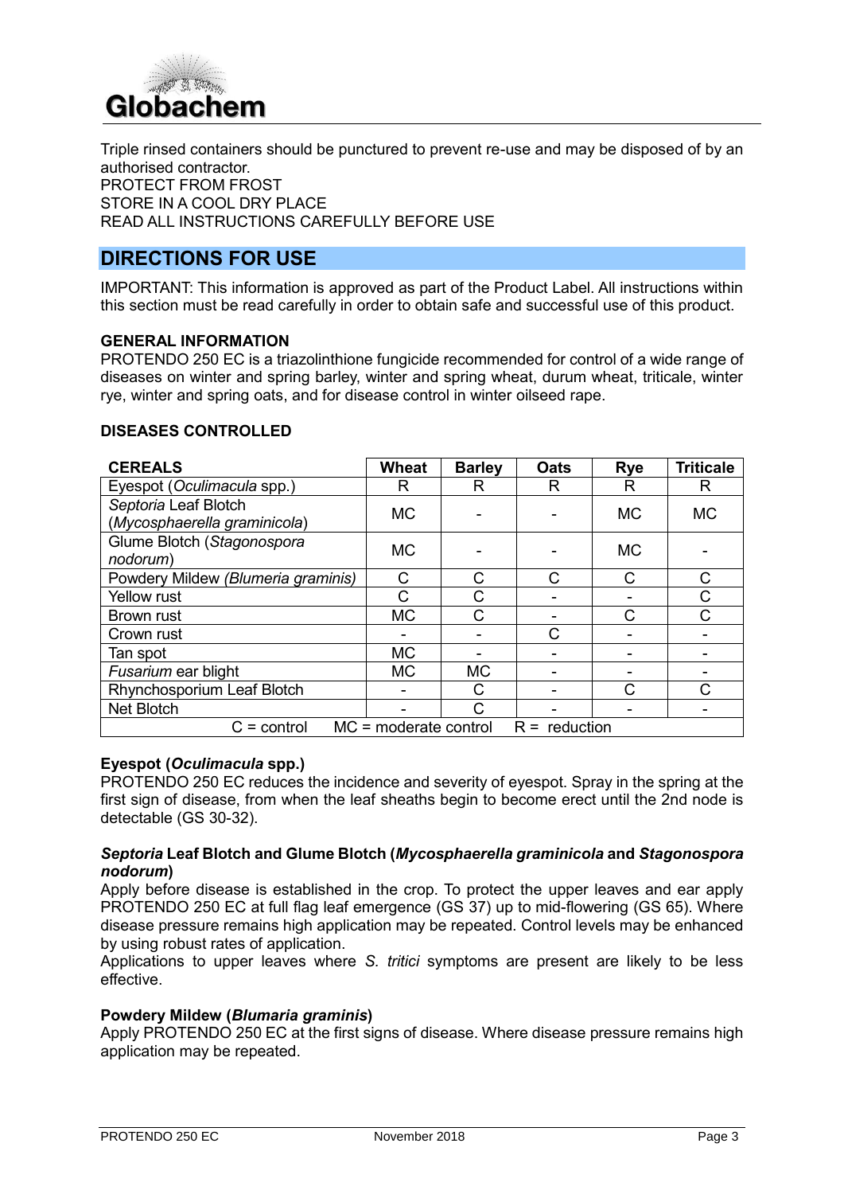Triple rinsed containers should be punctured to prevent re-use and may be disposed of by an authorised contractor.
PROTECT FROM FROST
STORE IN A COOL DRY PLACE
READ ALL INSTRUCTIONS CAREFULLY BEFORE USE

## DIRECTIONS FOR USE

IMPORTANT: This information is approved as part of the Product Label. All instructions within this section must be read carefully in order to obtain safe and successful use of this product.

**GENERAL INFORMATION**
PROTENDO 250 EC is a triazolinthione fungicide recommended for control of a wide range of diseases on winter and spring barley, winter and spring wheat, durum wheat, triticale, winter rye, winter and spring oats, and for disease control in winter oilseed rape.

**DISEASES CONTROLLED**

| CEREALS | Wheat | Barley | Oats | Rye | Triticale |
|---|---|---|---|---|---|
| Eyespot (*Oculimacula* spp.) | R | R | R | R | R |
| *Septoria* Leaf Blotch (*Mycosphaerella graminicola*) | MC | - | - | MC | MC |
| Glume Blotch (*Stagonospora nodorum*) | MC | - | - | MC | - |
| Powdery Mildew *(Blumeria graminis)* | C | C | C | C | C |
| Yellow rust | C | C | - | - | C |
| Brown rust | MC | C | - | C | C |
| Crown rust | - | - | C | - | - |
| Tan spot | MC | - | - | - | - |
| *Fusarium* ear blight | MC | MC | - | - | - |
| Rhynchosporium Leaf Blotch | - | C | - | C | C |
| Net Blotch | - | C | - | - | - |
| C = control MC = moderate control R = reduction | | | | | |

**Eyespot (*Oculimacula* spp.)**
PROTENDO 250 EC reduces the incidence and severity of eyespot. Spray in the spring at the first sign of disease, from when the leaf sheaths begin to become erect until the 2nd node is detectable (GS 30-32).

***Septoria* Leaf Blotch and Glume Blotch (*Mycosphaerella graminicola* and *Stagonospora nodorum*)**
Apply before disease is established in the crop. To protect the upper leaves and ear apply PROTENDO 250 EC at full flag leaf emergence (GS 37) up to mid-flowering (GS 65). Where disease pressure remains high application may be repeated. Control levels may be enhanced by using robust rates of application.
Applications to upper leaves where *S. tritici* symptoms are present are likely to be less effective.

**Powdery Mildew (*Blumaria graminis*)**
Apply PROTENDO 250 EC at the first signs of disease. Where disease pressure remains high application may be repeated.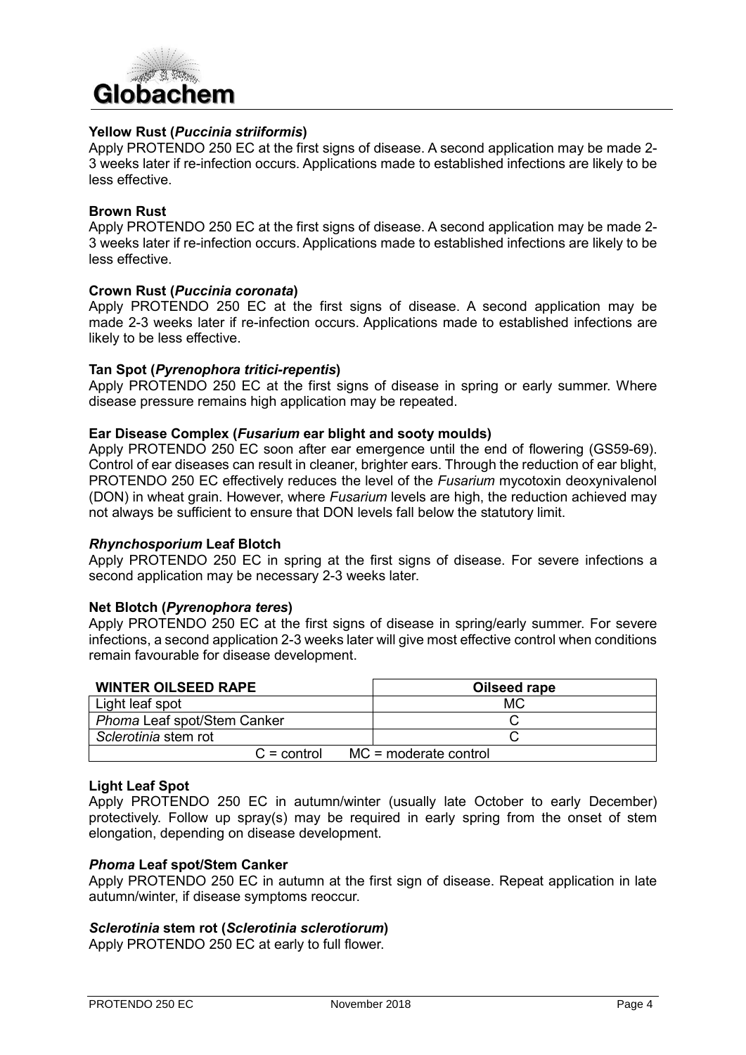**Yellow Rust (*Puccinia striiformis*)**
Apply PROTENDO 250 EC at the first signs of disease. A second application may be made 2-3 weeks later if re-infection occurs. Applications made to established infections are likely to be less effective.

**Brown Rust**
Apply PROTENDO 250 EC at the first signs of disease. A second application may be made 2-3 weeks later if re-infection occurs. Applications made to established infections are likely to be less effective.

**Crown Rust (*Puccinia coronata*)**
Apply PROTENDO 250 EC at the first signs of disease. A second application may be made 2-3 weeks later if re-infection occurs. Applications made to established infections are likely to be less effective.

**Tan Spot (*Pyrenophora tritici-repentis*)**
Apply PROTENDO 250 EC at the first signs of disease in spring or early summer. Where disease pressure remains high application may be repeated.

**Ear Disease Complex (*Fusarium* ear blight and sooty moulds)**
Apply PROTENDO 250 EC soon after ear emergence until the end of flowering (GS59-69). Control of ear diseases can result in cleaner, brighter ears. Through the reduction of ear blight, PROTENDO 250 EC effectively reduces the level of the *Fusarium* mycotoxin deoxynivalenol (DON) in wheat grain. However, where *Fusarium* levels are high, the reduction achieved may not always be sufficient to ensure that DON levels fall below the statutory limit.

***Rhynchosporium* Leaf Blotch**
Apply PROTENDO 250 EC in spring at the first signs of disease. For severe infections a second application may be necessary 2-3 weeks later.

**Net Blotch (*Pyrenophora teres*)**
Apply PROTENDO 250 EC at the first signs of disease in spring/early summer. For severe infections, a second application 2-3 weeks later will give most effective control when conditions remain favourable for disease development.

| **WINTER OILSEED RAPE** | **Oilseed rape** |
|---|---|
| Light leaf spot | MC |
| *Phoma* Leaf spot/Stem Canker | C |
| *Sclerotinia* stem rot | C |
| C = control MC = moderate control | |

**Light Leaf Spot**
Apply PROTENDO 250 EC in autumn/winter (usually late October to early December) protectively. Follow up spray(s) may be required in early spring from the onset of stem elongation, depending on disease development.

***Phoma* Leaf spot/Stem Canker**
Apply PROTENDO 250 EC in autumn at the first sign of disease. Repeat application in late autumn/winter, if disease symptoms reoccur.

***Sclerotinia* stem rot (*Sclerotinia sclerotiorum*)**
Apply PROTENDO 250 EC at early to full flower.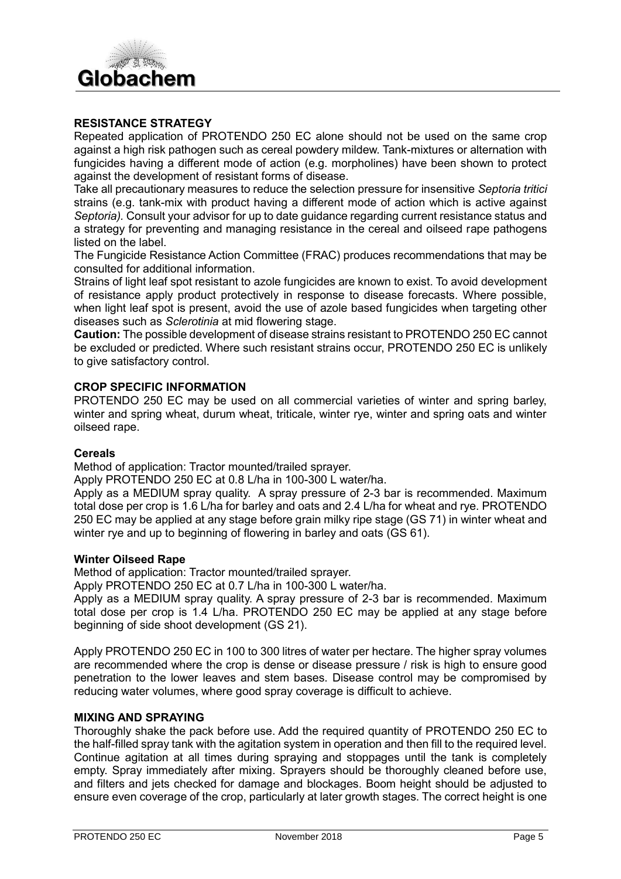## RESISTANCE STRATEGY

Repeated application of PROTENDO 250 EC alone should not be used on the same crop against a high risk pathogen such as cereal powdery mildew. Tank-mixtures or alternation with fungicides having a different mode of action (e.g. morpholines) have been shown to protect against the development of resistant forms of disease.

Take all precautionary measures to reduce the selection pressure for insensitive *Septoria tritici* strains (e.g. tank-mix with product having a different mode of action which is active against *Septoria)*. Consult your advisor for up to date guidance regarding current resistance status and a strategy for preventing and managing resistance in the cereal and oilseed rape pathogens listed on the label.

The Fungicide Resistance Action Committee (FRAC) produces recommendations that may be consulted for additional information.

Strains of light leaf spot resistant to azole fungicides are known to exist. To avoid development of resistance apply product protectively in response to disease forecasts. Where possible, when light leaf spot is present, avoid the use of azole based fungicides when targeting other diseases such as *Sclerotinia* at mid flowering stage.

**Caution:** The possible development of disease strains resistant to PROTENDO 250 EC cannot be excluded or predicted. Where such resistant strains occur, PROTENDO 250 EC is unlikely to give satisfactory control.

## CROP SPECIFIC INFORMATION

PROTENDO 250 EC may be used on all commercial varieties of winter and spring barley, winter and spring wheat, durum wheat, triticale, winter rye, winter and spring oats and winter oilseed rape.

### Cereals

Method of application: Tractor mounted/trailed sprayer.

Apply PROTENDO 250 EC at 0.8 L/ha in 100-300 L water/ha.

Apply as a MEDIUM spray quality. A spray pressure of 2-3 bar is recommended. Maximum total dose per crop is 1.6 L/ha for barley and oats and 2.4 L/ha for wheat and rye. PROTENDO 250 EC may be applied at any stage before grain milky ripe stage (GS 71) in winter wheat and winter rye and up to beginning of flowering in barley and oats (GS 61).

### Winter Oilseed Rape

Method of application: Tractor mounted/trailed sprayer.

Apply PROTENDO 250 EC at 0.7 L/ha in 100-300 L water/ha.

Apply as a MEDIUM spray quality. A spray pressure of 2-3 bar is recommended. Maximum total dose per crop is 1.4 L/ha. PROTENDO 250 EC may be applied at any stage before beginning of side shoot development (GS 21).

Apply PROTENDO 250 EC in 100 to 300 litres of water per hectare. The higher spray volumes are recommended where the crop is dense or disease pressure / risk is high to ensure good penetration to the lower leaves and stem bases. Disease control may be compromised by reducing water volumes, where good spray coverage is difficult to achieve.

## MIXING AND SPRAYING

Thoroughly shake the pack before use. Add the required quantity of PROTENDO 250 EC to the half-filled spray tank with the agitation system in operation and then fill to the required level. Continue agitation at all times during spraying and stoppages until the tank is completely empty. Spray immediately after mixing. Sprayers should be thoroughly cleaned before use, and filters and jets checked for damage and blockages. Boom height should be adjusted to ensure even coverage of the crop, particularly at later growth stages. The correct height is one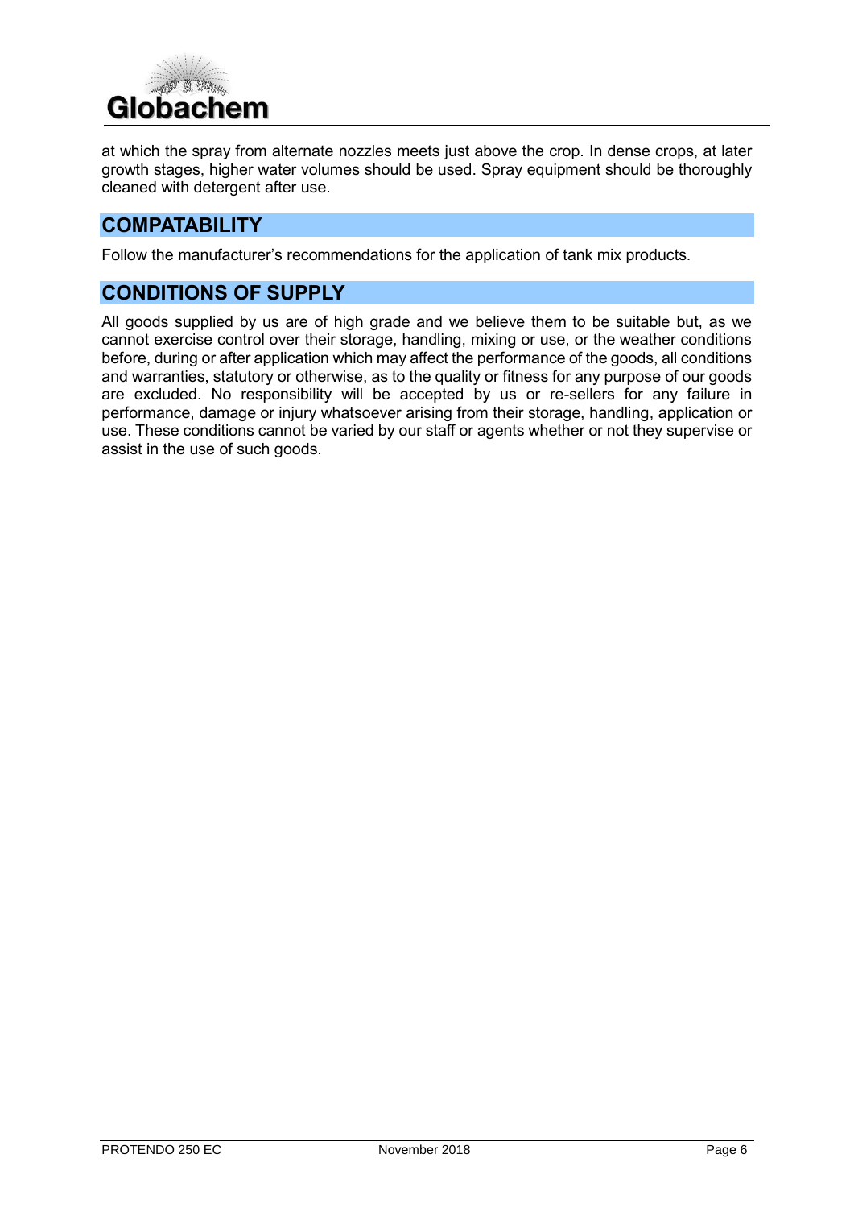at which the spray from alternate nozzles meets just above the crop. In dense crops, at later growth stages, higher water volumes should be used. Spray equipment should be thoroughly cleaned with detergent after use.

## COMPATABILITY

Follow the manufacturer's recommendations for the application of tank mix products.

## CONDITIONS OF SUPPLY

All goods supplied by us are of high grade and we believe them to be suitable but, as we cannot exercise control over their storage, handling, mixing or use, or the weather conditions before, during or after application which may affect the performance of the goods, all conditions and warranties, statutory or otherwise, as to the quality or fitness for any purpose of our goods are excluded. No responsibility will be accepted by us or re-sellers for any failure in performance, damage or injury whatsoever arising from their storage, handling, application or use. These conditions cannot be varied by our staff or agents whether or not they supervise or assist in the use of such goods.